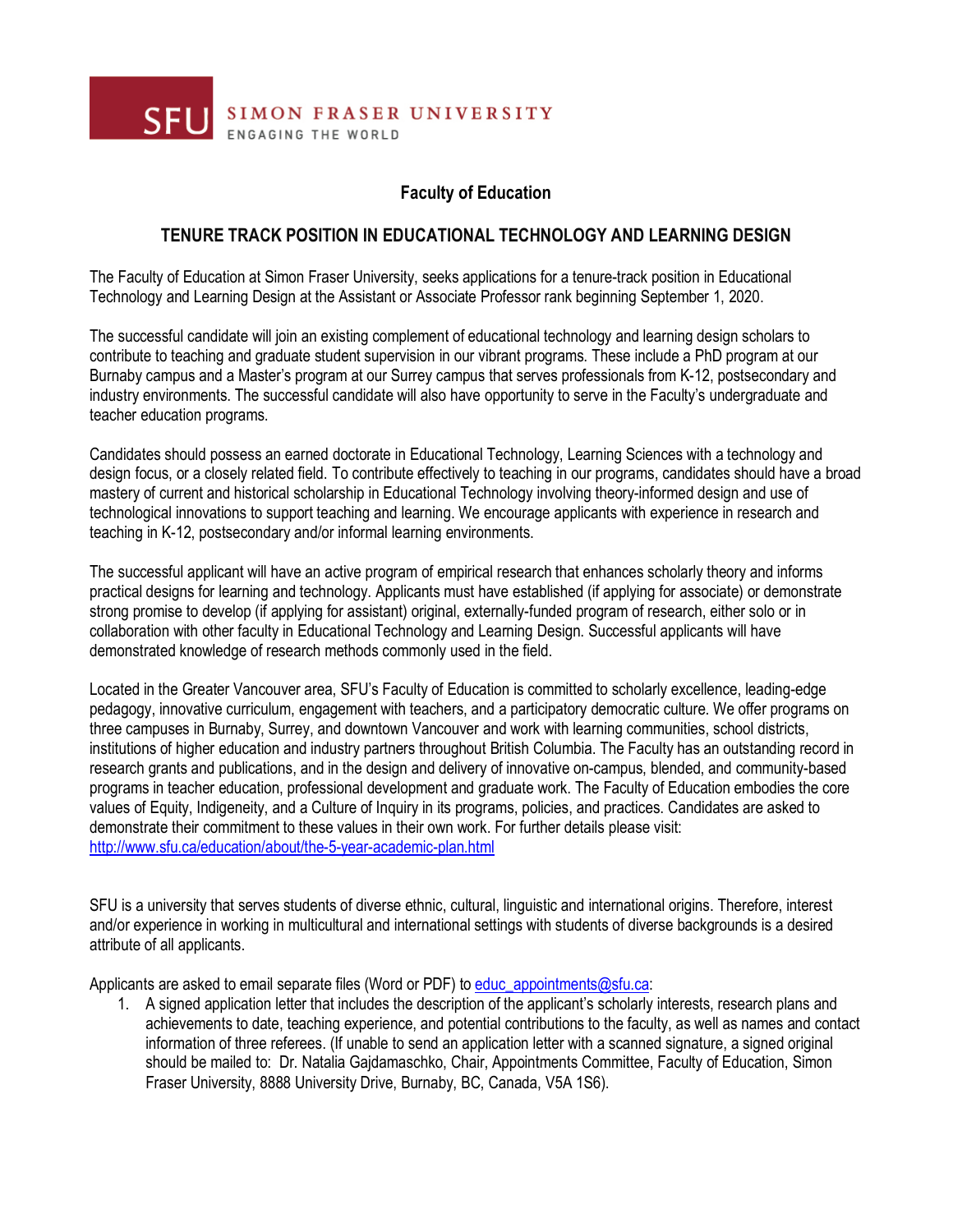SFU SIMON FRASER UNIVERSITY
ENGAGING THE WORLD

## Faculty of Education

## TENURE TRACK POSITION IN EDUCATIONAL TECHNOLOGY AND LEARNING DESIGN

The Faculty of Education at Simon Fraser University, seeks applications for a tenure-track position in Educational Technology and Learning Design at the Assistant or Associate Professor rank beginning September 1, 2020.

The successful candidate will join an existing complement of educational technology and learning design scholars to contribute to teaching and graduate student supervision in our vibrant programs. These include a PhD program at our Burnaby campus and a Master's program at our Surrey campus that serves professionals from K-12, postsecondary and industry environments. The successful candidate will also have opportunity to serve in the Faculty's undergraduate and teacher education programs.

Candidates should possess an earned doctorate in Educational Technology, Learning Sciences with a technology and design focus, or a closely related field. To contribute effectively to teaching in our programs, candidates should have a broad mastery of current and historical scholarship in Educational Technology involving theory-informed design and use of technological innovations to support teaching and learning. We encourage applicants with experience in research and teaching in K-12, postsecondary and/or informal learning environments.

The successful applicant will have an active program of empirical research that enhances scholarly theory and informs practical designs for learning and technology. Applicants must have established (if applying for associate) or demonstrate strong promise to develop (if applying for assistant) original, externally-funded program of research, either solo or in collaboration with other faculty in Educational Technology and Learning Design. Successful applicants will have demonstrated knowledge of research methods commonly used in the field.

Located in the Greater Vancouver area, SFU's Faculty of Education is committed to scholarly excellence, leading-edge pedagogy, innovative curriculum, engagement with teachers, and a participatory democratic culture. We offer programs on three campuses in Burnaby, Surrey, and downtown Vancouver and work with learning communities, school districts, institutions of higher education and industry partners throughout British Columbia. The Faculty has an outstanding record in research grants and publications, and in the design and delivery of innovative on-campus, blended, and community-based programs in teacher education, professional development and graduate work. The Faculty of Education embodies the core values of Equity, Indigeneity, and a Culture of Inquiry in its programs, policies, and practices. Candidates are asked to demonstrate their commitment to these values in their own work. For further details please visit: http://www.sfu.ca/education/about/the-5-year-academic-plan.html

SFU is a university that serves students of diverse ethnic, cultural, linguistic and international origins. Therefore, interest and/or experience in working in multicultural and international settings with students of diverse backgrounds is a desired attribute of all applicants.

Applicants are asked to email separate files (Word or PDF) to educ_appointments@sfu.ca:

1. A signed application letter that includes the description of the applicant's scholarly interests, research plans and achievements to date, teaching experience, and potential contributions to the faculty, as well as names and contact information of three referees. (If unable to send an application letter with a scanned signature, a signed original should be mailed to: Dr. Natalia Gajdamaschko, Chair, Appointments Committee, Faculty of Education, Simon Fraser University, 8888 University Drive, Burnaby, BC, Canada, V5A 1S6).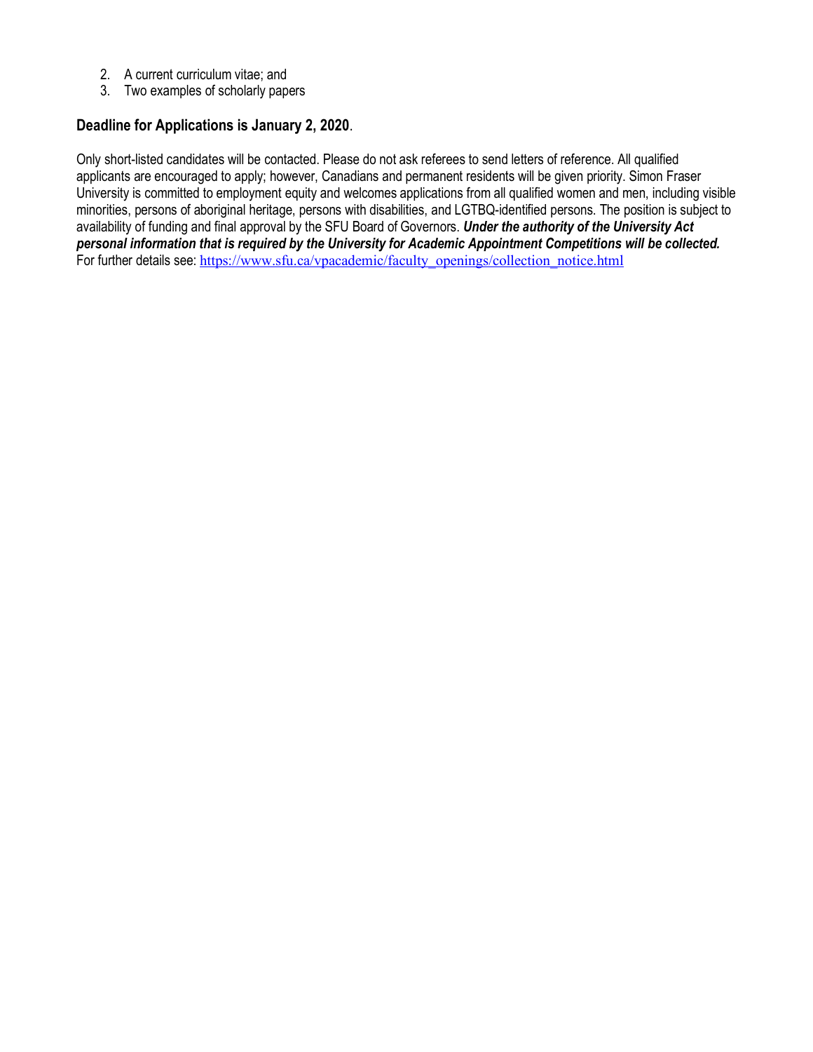2. A current curriculum vitae; and
3. Two examples of scholarly papers

**Deadline for Applications is January 2, 2020**.

Only short-listed candidates will be contacted. Please do not ask referees to send letters of reference. All qualified applicants are encouraged to apply; however, Canadians and permanent residents will be given priority. Simon Fraser University is committed to employment equity and welcomes applications from all qualified women and men, including visible minorities, persons of aboriginal heritage, persons with disabilities, and LGTBQ-identified persons. The position is subject to availability of funding and final approval by the SFU Board of Governors. ***Under the authority of the University Act personal information that is required by the University for Academic Appointment Competitions will be collected.*** For further details see: https://www.sfu.ca/vpacademic/faculty_openings/collection_notice.html